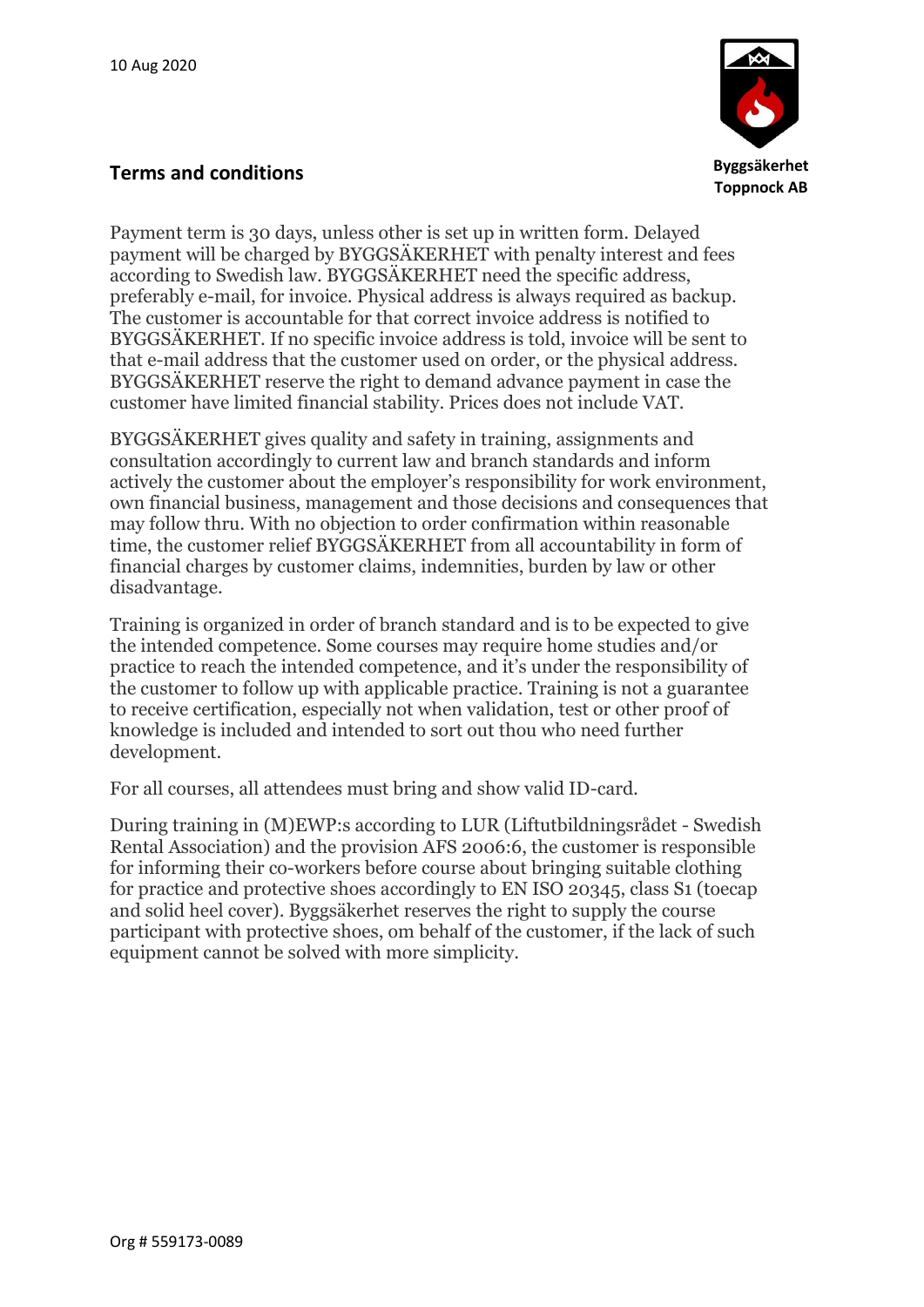10 Aug 2020

Byggsäkerhet
Toppnock AB

## Terms and conditions

Payment term is 30 days, unless other is set up in written form. Delayed payment will be charged by BYGGSÄKERHET with penalty interest and fees according to Swedish law. BYGGSÄKERHET need the specific address, preferably e-mail, for invoice. Physical address is always required as backup. The customer is accountable for that correct invoice address is notified to BYGGSÄKERHET. If no specific invoice address is told, invoice will be sent to that e-mail address that the customer used on order, or the physical address. BYGGSÄKERHET reserve the right to demand advance payment in case the customer have limited financial stability. Prices does not include VAT.

BYGGSÄKERHET gives quality and safety in training, assignments and consultation accordingly to current law and branch standards and inform actively the customer about the employer's responsibility for work environment, own financial business, management and those decisions and consequences that may follow thru. With no objection to order confirmation within reasonable time, the customer relief BYGGSÄKERHET from all accountability in form of financial charges by customer claims, indemnities, burden by law or other disadvantage.

Training is organized in order of branch standard and is to be expected to give the intended competence. Some courses may require home studies and/or practice to reach the intended competence, and it's under the responsibility of the customer to follow up with applicable practice. Training is not a guarantee to receive certification, especially not when validation, test or other proof of knowledge is included and intended to sort out thou who need further development.

For all courses, all attendees must bring and show valid ID-card.

During training in (M)EWP:s according to LUR (Liftutbildningsrådet - Swedish Rental Association) and the provision AFS 2006:6, the customer is responsible for informing their co-workers before course about bringing suitable clothing for practice and protective shoes accordingly to EN ISO 20345, class S1 (toecap and solid heel cover). Byggsäkerhet reserves the right to supply the course participant with protective shoes, om behalf of the customer, if the lack of such equipment cannot be solved with more simplicity.

Org # 559173-0089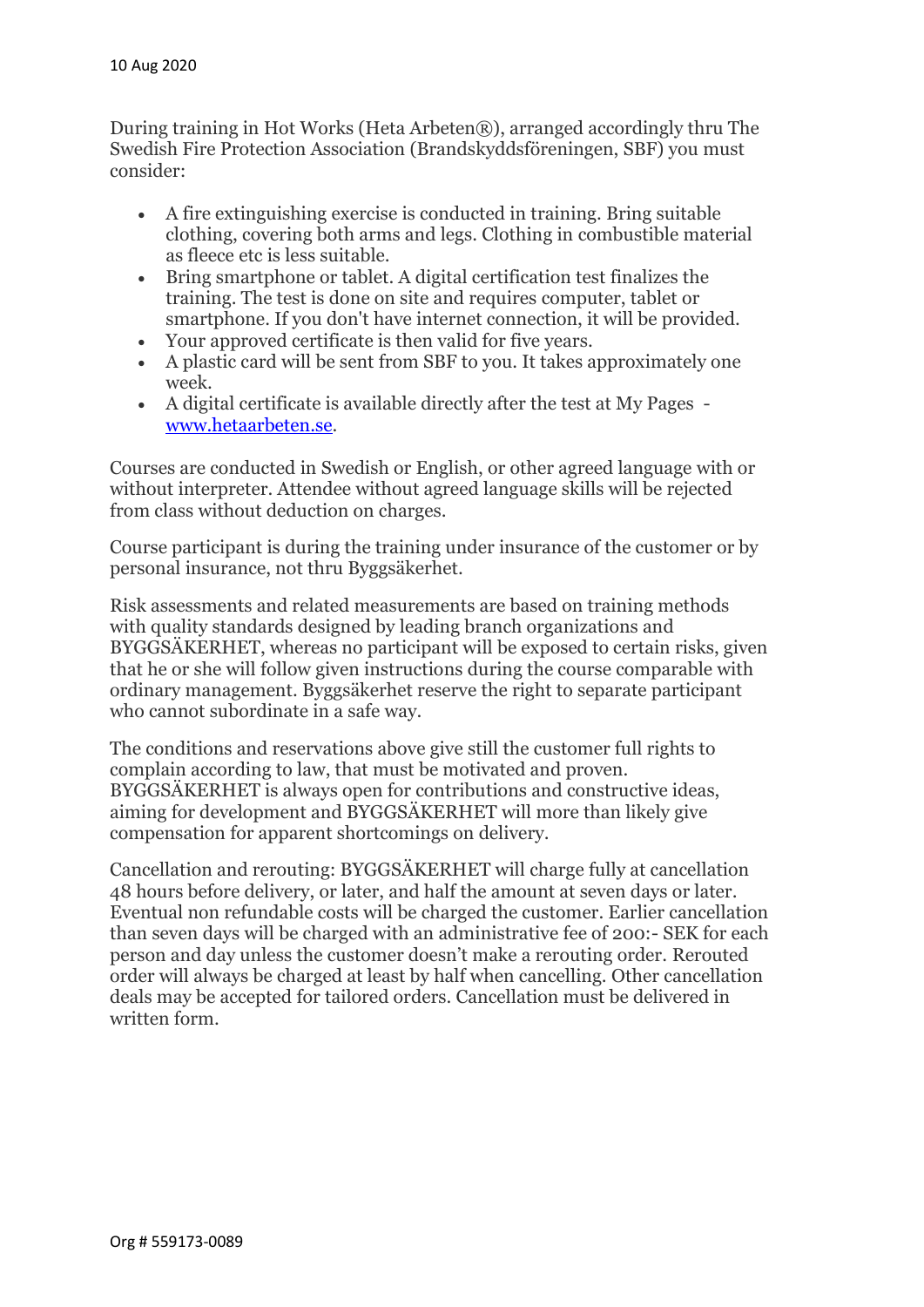10 Aug 2020

During training in Hot Works (Heta Arbeten®), arranged accordingly thru The Swedish Fire Protection Association (Brandskyddsföreningen, SBF) you must consider:

- A fire extinguishing exercise is conducted in training. Bring suitable clothing, covering both arms and legs. Clothing in combustible material as fleece etc is less suitable.
- Bring smartphone or tablet. A digital certification test finalizes the training. The test is done on site and requires computer, tablet or smartphone. If you don't have internet connection, it will be provided.
- Your approved certificate is then valid for five years.
- A plastic card will be sent from SBF to you. It takes approximately one week.
- A digital certificate is available directly after the test at My Pages - [www.hetaarbeten.se](http://www.hetaarbeten.se).

Courses are conducted in Swedish or English, or other agreed language with or without interpreter. Attendee without agreed language skills will be rejected from class without deduction on charges.

Course participant is during the training under insurance of the customer or by personal insurance, not thru Byggsäkerhet.

Risk assessments and related measurements are based on training methods with quality standards designed by leading branch organizations and BYGGSÄKERHET, whereas no participant will be exposed to certain risks, given that he or she will follow given instructions during the course comparable with ordinary management. Byggsäkerhet reserve the right to separate participant who cannot subordinate in a safe way.

The conditions and reservations above give still the customer full rights to complain according to law, that must be motivated and proven. BYGGSÄKERHET is always open for contributions and constructive ideas, aiming for development and BYGGSÄKERHET will more than likely give compensation for apparent shortcomings on delivery.

Cancellation and rerouting: BYGGSÄKERHET will charge fully at cancellation 48 hours before delivery, or later, and half the amount at seven days or later. Eventual non refundable costs will be charged the customer. Earlier cancellation than seven days will be charged with an administrative fee of 200:- SEK for each person and day unless the customer doesn't make a rerouting order. Rerouted order will always be charged at least by half when cancelling. Other cancellation deals may be accepted for tailored orders. Cancellation must be delivered in written form.

Org # 559173-0089